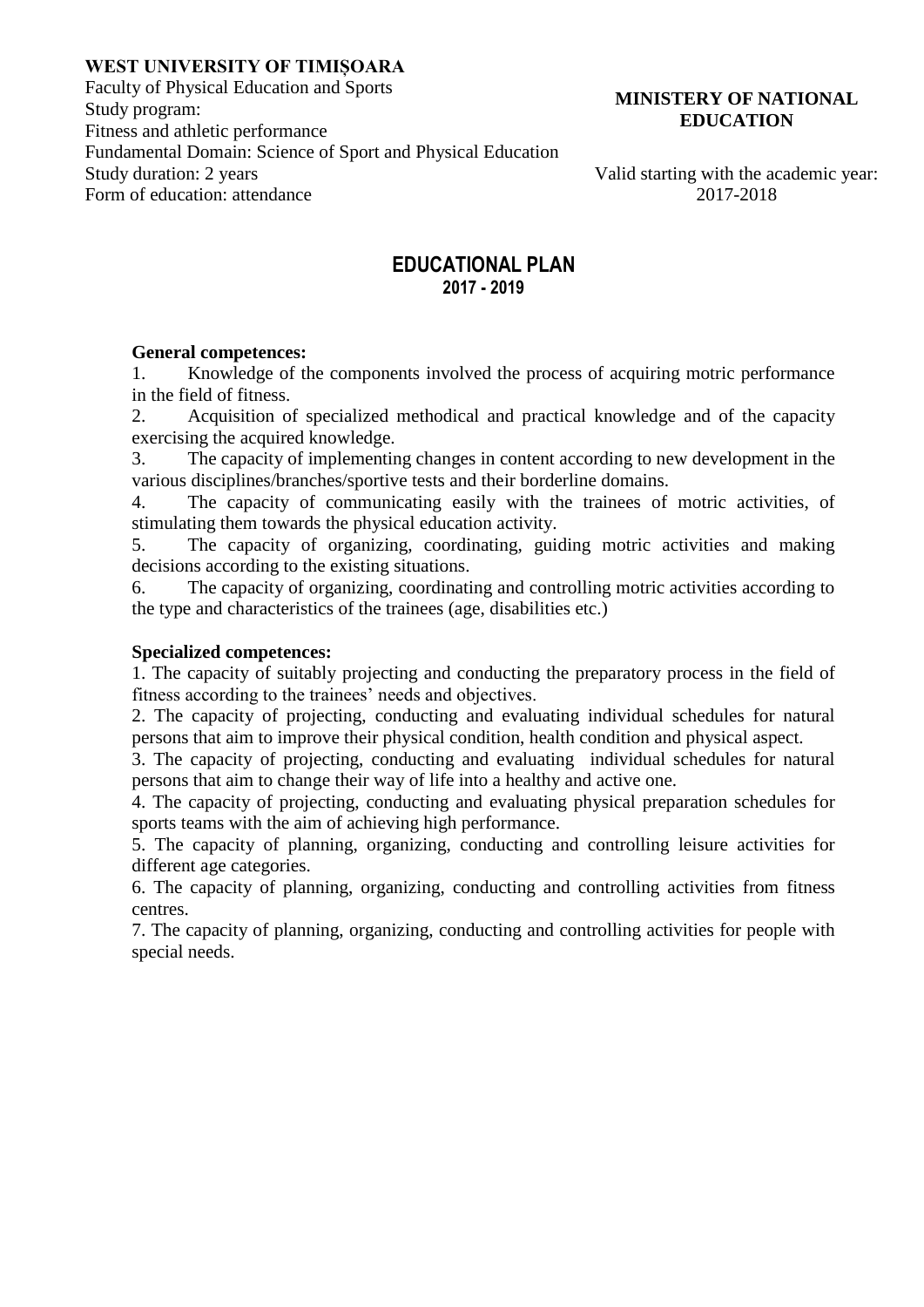**WEST UNIVERSITY OF TIMIȘOARA**
Faculty of Physical Education and Sports
Study program:
Fitness and athletic performance
Fundamental Domain: Science of Sport and Physical Education
Study duration: 2 years
Form of education: attendance

**MINISTERY OF NATIONAL EDUCATION**

Valid starting with the academic year: 2017-2018

# EDUCATIONAL PLAN
## 2017 - 2019

**General competences:**

1. Knowledge of the components involved the process of acquiring motric performance in the field of fitness.
2. Acquisition of specialized methodical and practical knowledge and of the capacity exercising the acquired knowledge.
3. The capacity of implementing changes in content according to new development in the various disciplines/branches/sportive tests and their borderline domains.
4. The capacity of communicating easily with the trainees of motric activities, of stimulating them towards the physical education activity.
5. The capacity of organizing, coordinating, guiding motric activities and making decisions according to the existing situations.
6. The capacity of organizing, coordinating and controlling motric activities according to the type and characteristics of the trainees (age, disabilities etc.)

**Specialized competences:**

1. The capacity of suitably projecting and conducting the preparatory process in the field of fitness according to the trainees' needs and objectives.
2. The capacity of projecting, conducting and evaluating individual schedules for natural persons that aim to improve their physical condition, health condition and physical aspect.
3. The capacity of projecting, conducting and evaluating individual schedules for natural persons that aim to change their way of life into a healthy and active one.
4. The capacity of projecting, conducting and evaluating physical preparation schedules for sports teams with the aim of achieving high performance.
5. The capacity of planning, organizing, conducting and controlling leisure activities for different age categories.
6. The capacity of planning, organizing, conducting and controlling activities from fitness centres.
7. The capacity of planning, organizing, conducting and controlling activities for people with special needs.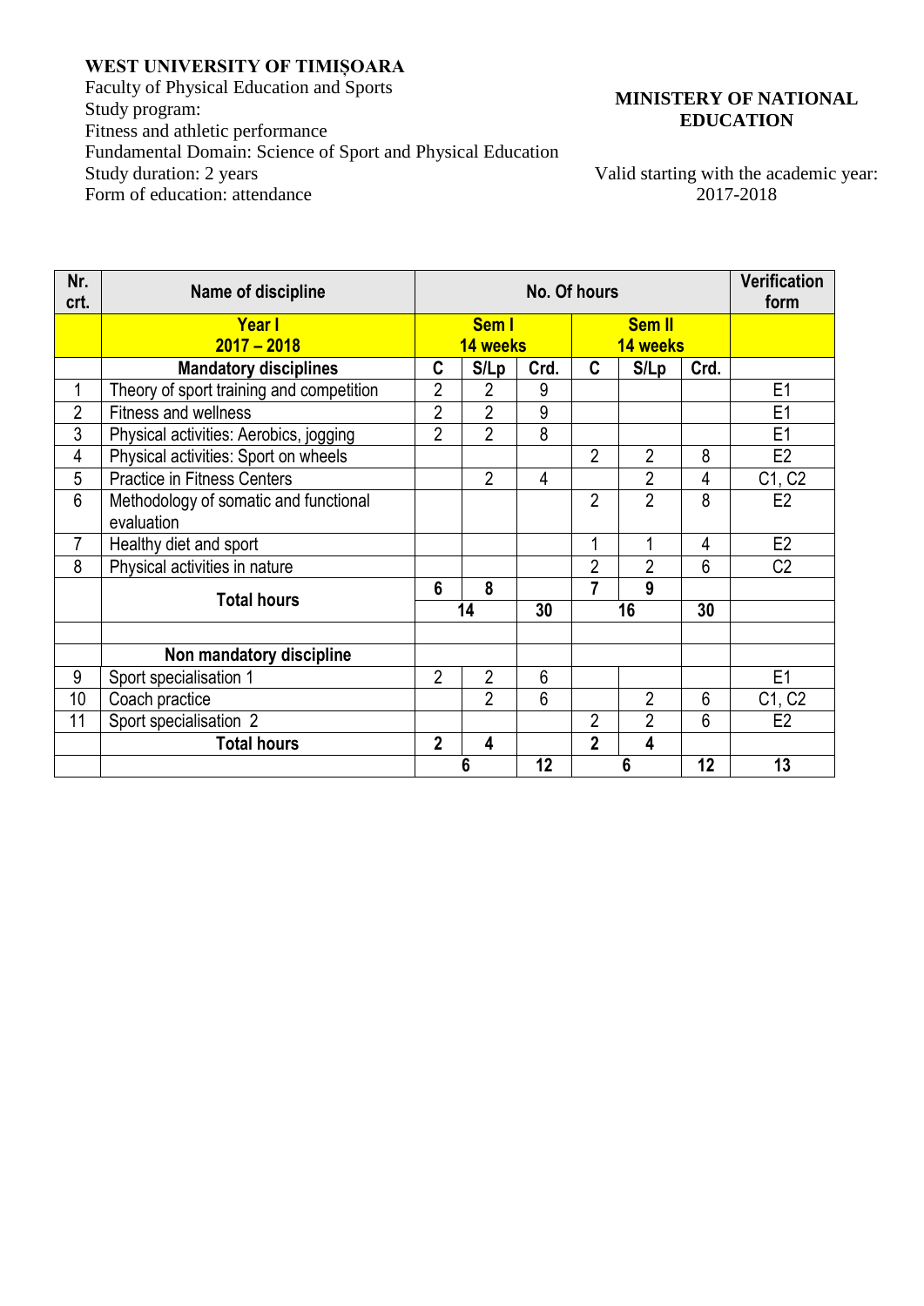**WEST UNIVERSITY OF TIMIŞOARA**
Faculty of Physical Education and Sports
Study program:
Fitness and athletic performance
Fundamental Domain: Science of Sport and Physical Education
Study duration: 2 years
Form of education: attendance

**MINISTERY OF NATIONAL EDUCATION**

Valid starting with the academic year: 2017-2018

| Nr. crt. | Name of discipline | No. Of hours | | | | | | Verification form |
|---|---|---|---|---|---|---|---|---|
| | **Year I 2017 – 2018** | **Sem I 14 weeks** | | | **Sem II 14 weeks** | | | |
| | **Mandatory disciplines** | **C** | **S/Lp** | **Crd.** | **C** | **S/Lp** | **Crd.** | |
| 1 | Theory of sport training and competition | 2 | 2 | 9 | | | | E1 |
| 2 | Fitness and wellness | 2 | 2 | 9 | | | | E1 |
| 3 | Physical activities: Aerobics, jogging | 2 | 2 | 8 | | | | E1 |
| 4 | Physical activities: Sport on wheels | | | | 2 | 2 | 8 | E2 |
| 5 | Practice in Fitness Centers | | 2 | 4 | | 2 | 4 | C1, C2 |
| 6 | Methodology of somatic and functional evaluation | | | | 2 | 2 | 8 | E2 |
| 7 | Healthy diet and sport | | | | 1 | 1 | 4 | E2 |
| 8 | Physical activities in nature | | | | 2 | 2 | 6 | C2 |
| | **Total hours** | **6** | **8** | | **7** | **9** | | |
| | | **14** | | **30** | **16** | | **30** | |
| | | | | | | | | |
| | **Non mandatory discipline** | | | | | | | |
| 9 | Sport specialisation 1 | 2 | 2 | 6 | | | | E1 |
| 10 | Coach practice | | 2 | 6 | | 2 | 6 | C1, C2 |
| 11 | Sport specialisation 2 | | | | 2 | 2 | 6 | E2 |
| | **Total hours** | **2** | **4** | | **2** | **4** | | |
| | | **6** | | **12** | **6** | | **12** | **13** |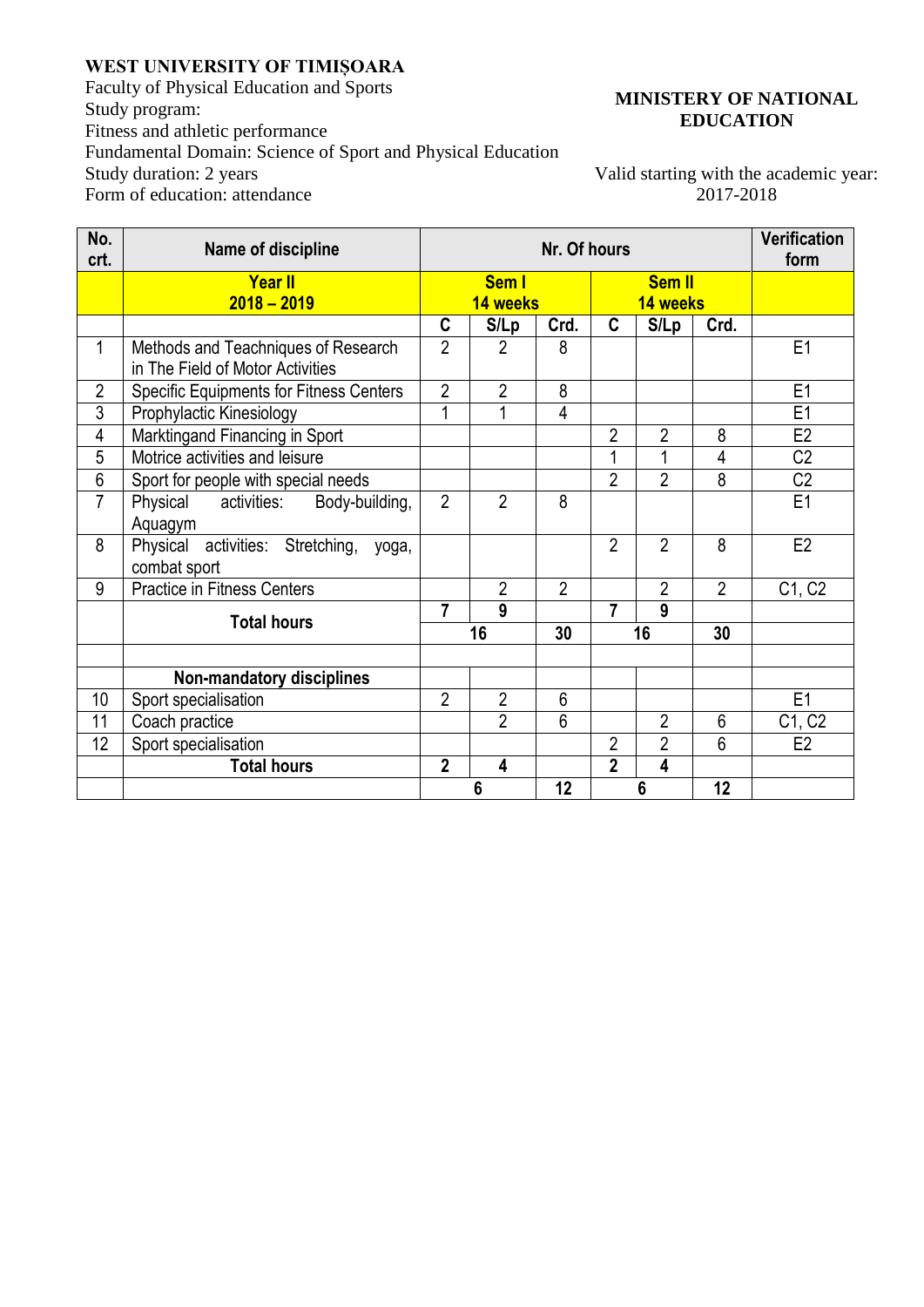**WEST UNIVERSITY OF TIMIȘOARA**
Faculty of Physical Education and Sports
Study program:
Fitness and athletic performance
Fundamental Domain: Science of Sport and Physical Education
Study duration: 2 years
Form of education: attendance

**MINISTERY OF NATIONAL EDUCATION**

Valid starting with the academic year: 2017-2018

| No. crt. | Name of discipline | Nr. Of hours | | | | | | Verification form |
|---|---|---|---|---|---|---|---|---|
| | **Year II 2018 – 2019** | **Sem I 14 weeks** | | | **Sem II 14 weeks** | | | |
| | | **C** | **S/Lp** | **Crd.** | **C** | **S/Lp** | **Crd.** | |
| 1 | Methods and Teachniques of Research in The Field of Motor Activities | 2 | 2 | 8 | | | | E1 |
| 2 | Specific Equipments for Fitness Centers | 2 | 2 | 8 | | | | E1 |
| 3 | Prophylactic Kinesiology | 1 | 1 | 4 | | | | E1 |
| 4 | Marktingand Financing in Sport | | | | 2 | 2 | 8 | E2 |
| 5 | Motrice activities and leisure | | | | 1 | 1 | 4 | C2 |
| 6 | Sport for people with special needs | | | | 2 | 2 | 8 | C2 |
| 7 | Physical activities: Body-building, Aquagym | 2 | 2 | 8 | | | | E1 |
| 8 | Physical activities: Stretching, yoga, combat sport | | | | 2 | 2 | 8 | E2 |
| 9 | Practice in Fitness Centers | | 2 | 2 | | 2 | 2 | C1, C2 |
| | **Total hours** | **7** | **9** | | **7** | **9** | | |
| | | **16** | | **30** | **16** | | **30** | |
| | | | | | | | | |
| | **Non-mandatory disciplines** | | | | | | | |
| 10 | Sport specialisation | 2 | 2 | 6 | | | | E1 |
| 11 | Coach practice | | 2 | 6 | | 2 | 6 | C1, C2 |
| 12 | Sport specialisation | | | | 2 | 2 | 6 | E2 |
| | **Total hours** | **2** | **4** | | **2** | **4** | | |
| | | **6** | | **12** | **6** | | **12** | |